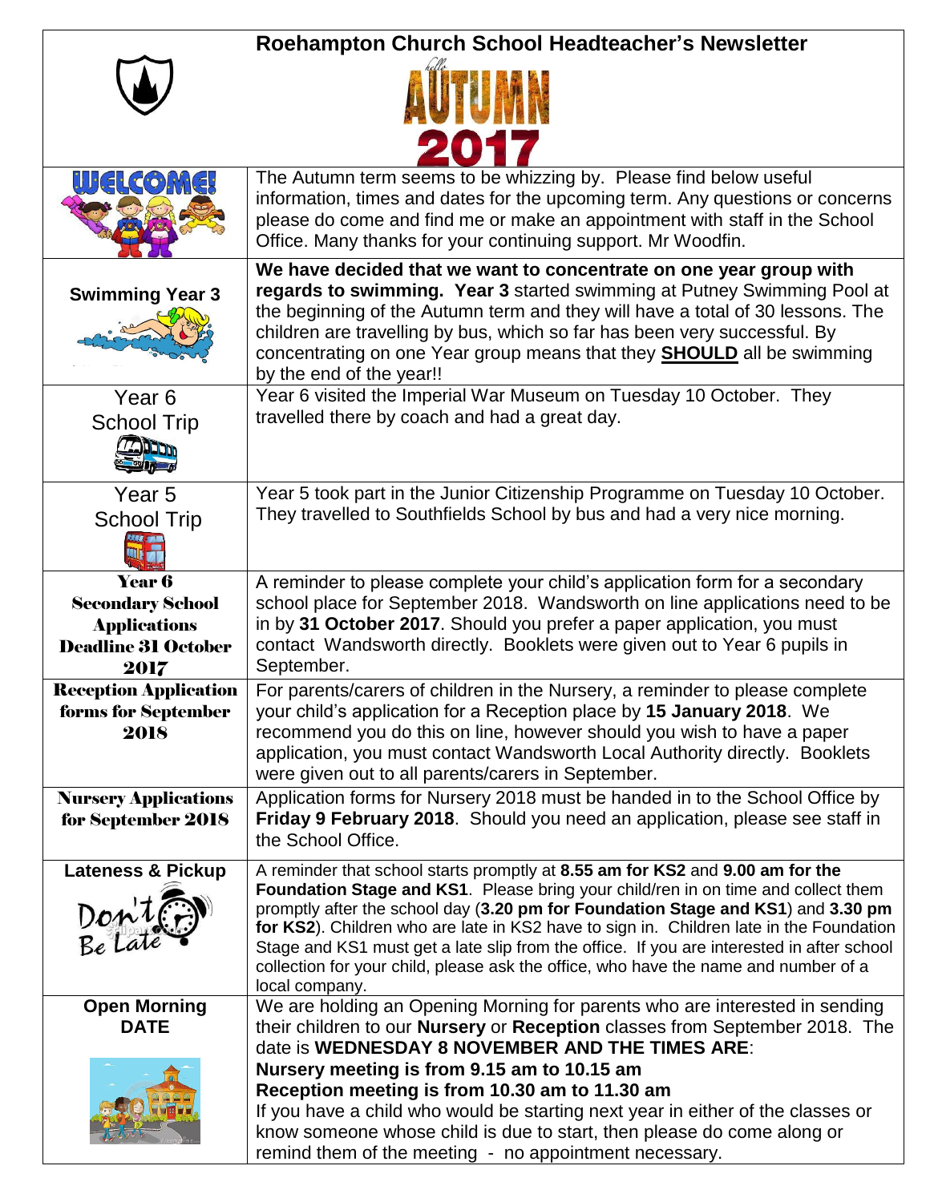# Roehampton Church School Headteacher's Newsletter

hello AUTUMN 2017

| | |
|---|---|
| WELCOME! | The Autumn term seems to be whizzing by. Please find below useful information, times and dates for the upcoming term. Any questions or concerns please do come and find me or make an appointment with staff in the School Office. Many thanks for your continuing support. Mr Woodfin. |
| **Swimming Year 3** | **We have decided that we want to concentrate on one year group with regards to swimming. Year 3** started swimming at Putney Swimming Pool at the beginning of the Autumn term and they will have a total of 30 lessons. The children are travelling by bus, which so far has been very successful. By concentrating on one Year group means that they **SHOULD** all be swimming by the end of the year!! |
| Year 6 School Trip | Year 6 visited the Imperial War Museum on Tuesday 10 October. They travelled there by coach and had a great day. |
| Year 5 School Trip | Year 5 took part in the Junior Citizenship Programme on Tuesday 10 October. They travelled to Southfields School by bus and had a very nice morning. |
| **Year 6 Secondary School Applications Deadline 31 October 2017** | A reminder to please complete your child's application form for a secondary school place for September 2018. Wandsworth on line applications need to be in by **31 October 2017**. Should you prefer a paper application, you must contact Wandsworth directly. Booklets were given out to Year 6 pupils in September. |
| **Reception Application forms for September 2018** | For parents/carers of children in the Nursery, a reminder to please complete your child's application for a Reception place by **15 January 2018**. We recommend you do this on line, however should you wish to have a paper application, you must contact Wandsworth Local Authority directly. Booklets were given out to all parents/carers in September. |
| **Nursery Applications for September 2018** | Application forms for Nursery 2018 must be handed in to the School Office by **Friday 9 February 2018**. Should you need an application, please see staff in the School Office. |
| **Lateness & Pickup** | A reminder that school starts promptly at **8.55 am for KS2** and **9.00 am for the Foundation Stage and KS1**. Please bring your child/ren in on time and collect them promptly after the school day (**3.20 pm for Foundation Stage and KS1**) and **3.30 pm for KS2**). Children who are late in KS2 have to sign in. Children late in the Foundation Stage and KS1 must get a late slip from the office. If you are interested in after school collection for your child, please ask the office, who have the name and number of a local company. |
| **Open Morning DATE** | We are holding an Opening Morning for parents who are interested in sending their children to our **Nursery** or **Reception** classes from September 2018. The date is **WEDNESDAY 8 NOVEMBER AND THE TIMES ARE**:<br>**Nursery meeting is from 9.15 am to 10.15 am**<br>**Reception meeting is from 10.30 am to 11.30 am**<br>If you have a child who would be starting next year in either of the classes or know someone whose child is due to start, then please do come along or remind them of the meeting - no appointment necessary. |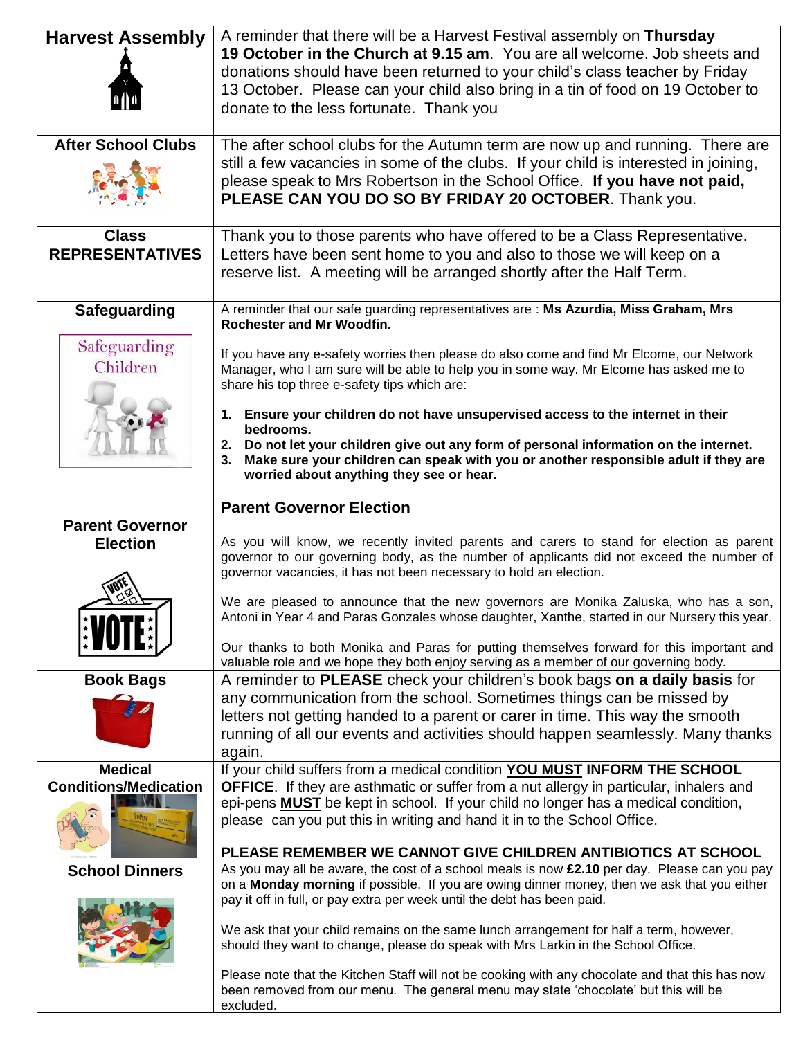| | |
|---|---|
| **Harvest Assembly** | A reminder that there will be a Harvest Festival assembly on **Thursday 19 October in the Church at 9.15 am**. You are all welcome. Job sheets and donations should have been returned to your child's class teacher by Friday 13 October. Please can your child also bring in a tin of food on 19 October to donate to the less fortunate. Thank you |
| **After School Clubs** | The after school clubs for the Autumn term are now up and running. There are still a few vacancies in some of the clubs. If your child is interested in joining, please speak to Mrs Robertson in the School Office. **If you have not paid, PLEASE CAN YOU DO SO BY FRIDAY 20 OCTOBER**. Thank you. |
| **Class REPRESENTATIVES** | Thank you to those parents who have offered to be a Class Representative. Letters have been sent home to you and also to those we will keep on a reserve list. A meeting will be arranged shortly after the Half Term. |
| **Safeguarding**<br><br>Safeguarding Children | A reminder that our safe guarding representatives are : **Ms Azurdia, Miss Graham, Mrs Rochester and Mr Woodfin.**<br><br>If you have any e-safety worries then please do also come and find Mr Elcome, our Network Manager, who I am sure will be able to help you in some way. Mr Elcome has asked me to share his top three e-safety tips which are:<br><br>1. **Ensure your children do not have unsupervised access to the internet in their bedrooms.**<br>2. **Do not let your children give out any form of personal information on the internet.**<br>3. **Make sure your children can speak with you or another responsible adult if they are worried about anything they see or hear.** |
| **Parent Governor Election** | **Parent Governor Election**<br><br>As you will know, we recently invited parents and carers to stand for election as parent governor to our governing body, as the number of applicants did not exceed the number of governor vacancies, it has not been necessary to hold an election.<br><br>We are pleased to announce that the new governors are Monika Zaluska, who has a son, Antoni in Year 4 and Paras Gonzales whose daughter, Xanthe, started in our Nursery this year.<br><br>Our thanks to both Monika and Paras for putting themselves forward for this important and valuable role and we hope they both enjoy serving as a member of our governing body. |
| **Book Bags** | A reminder to **PLEASE** check your children's book bags **on a daily basis** for any communication from the school. Sometimes things can be missed by letters not getting handed to a parent or carer in time. This way the smooth running of all our events and activities should happen seamlessly. Many thanks again. |
| **Medical Conditions/Medication** | If your child suffers from a medical condition **<u>YOU MUST</u> INFORM THE SCHOOL OFFICE**. If they are asthmatic or suffer from a nut allergy in particular, inhalers and epi-pens **<u>MUST</u>** be kept in school. If your child no longer has a medical condition, please can you put this in writing and hand it in to the School Office.<br><br>**PLEASE REMEMBER WE CANNOT GIVE CHILDREN ANTIBIOTICS AT SCHOOL** |
| **School Dinners** | As you may all be aware, the cost of a school meals is now **£2.10** per day. Please can you pay on a **Monday morning** if possible. If you are owing dinner money, then we ask that you either pay it off in full, or pay extra per week until the debt has been paid.<br><br>We ask that your child remains on the same lunch arrangement for half a term, however, should they want to change, please do speak with Mrs Larkin in the School Office.<br><br>Please note that the Kitchen Staff will not be cooking with any chocolate and that this has now been removed from our menu. The general menu may state 'chocolate' but this will be excluded. |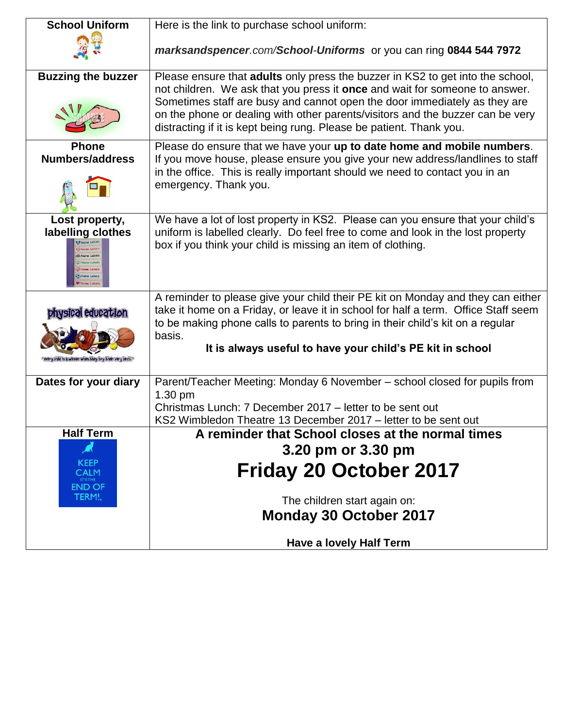| | |
|---|---|
| **School Uniform** | Here is the link to purchase school uniform:<br><br>***marksandspencer**.com/**School**-**Uniforms*** or you can ring **0844 544 7972** |
| **Buzzing the buzzer** | Please ensure that **adults** only press the buzzer in KS2 to get into the school, not children. We ask that you press it **once** and wait for someone to answer. Sometimes staff are busy and cannot open the door immediately as they are on the phone or dealing with other parents/visitors and the buzzer can be very distracting if it is kept being rung. Please be patient. Thank you. |
| **Phone Numbers/address** | Please do ensure that we have your **up to date home and mobile numbers**. If you move house, please ensure you give your new address/landlines to staff in the office. This is really important should we need to contact you in an emergency. Thank you. |
| **Lost property, labelling clothes** | We have a lot of lost property in KS2. Please can you ensure that your child's uniform is labelled clearly. Do feel free to come and look in the lost property box if you think your child is missing an item of clothing. |
| | A reminder to please give your child their PE kit on Monday and they can either take it home on a Friday, or leave it in school for half a term. Office Staff seem to be making phone calls to parents to bring in their child's kit on a regular basis.<br>**It is always useful to have your child's PE kit in school** |
| **Dates for your diary** | Parent/Teacher Meeting: Monday 6 November – school closed for pupils from 1.30 pm<br>Christmas Lunch: 7 December 2017 – letter to be sent out<br>KS2 Wimbledon Theatre 13 December 2017 – letter to be sent out |
| **Half Term** | **A reminder that School closes at the normal times**<br>**3.20 pm or 3.30 pm**<br>**Friday 20 October 2017**<br><br>The children start again on:<br>**Monday 30 October 2017**<br><br>**Have a lovely Half Term** |